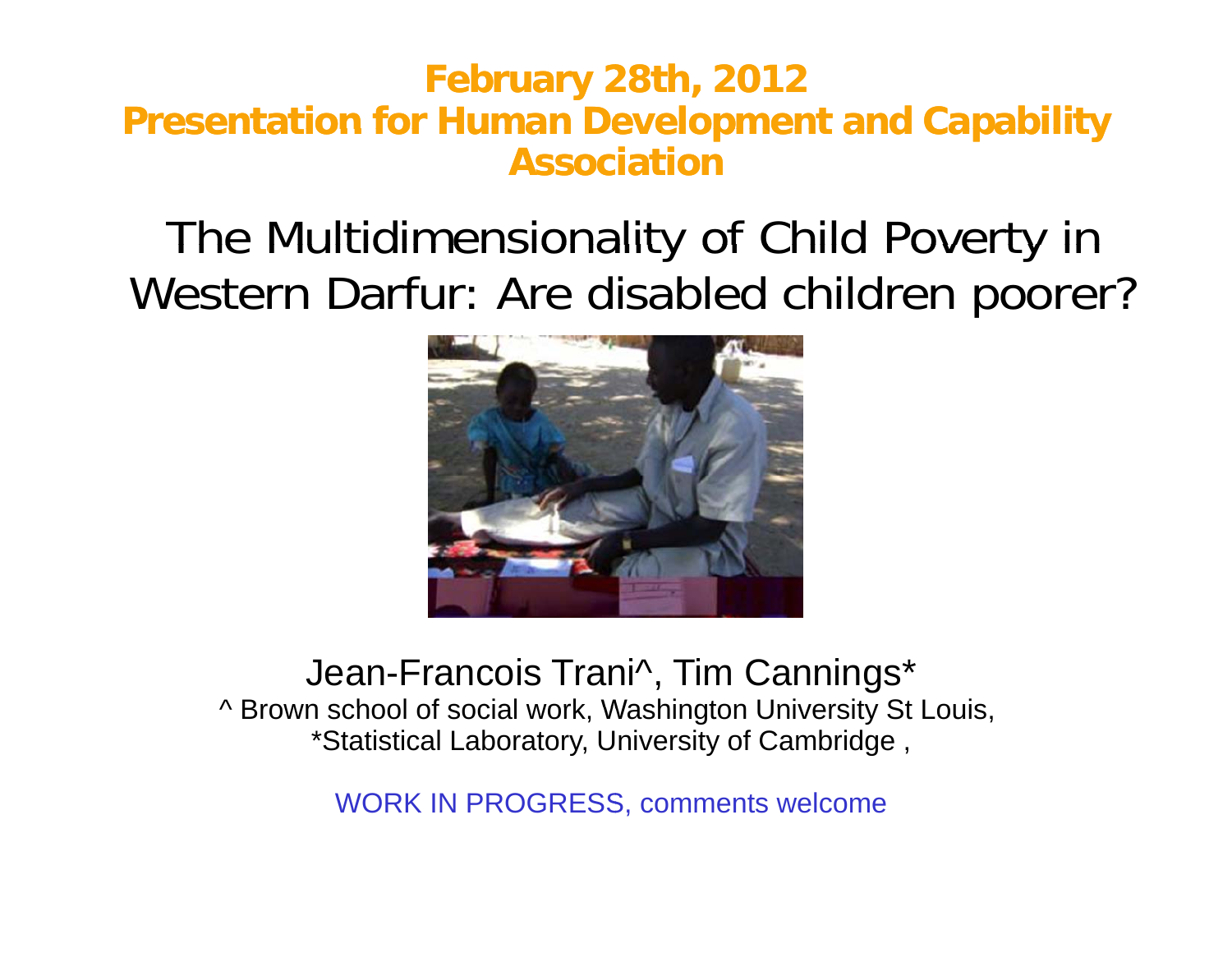**February 28th, 2012**
**Presentation for Human Development and Capability Association**

# The Multidimensionality of Child Poverty in Western Darfur: Are disabled children poorer?

Jean-Francois Trani^, Tim Cannings*

^ Brown school of social work, Washington University St Louis,
*Statistical Laboratory, University of Cambridge ,

WORK IN PROGRESS, comments welcome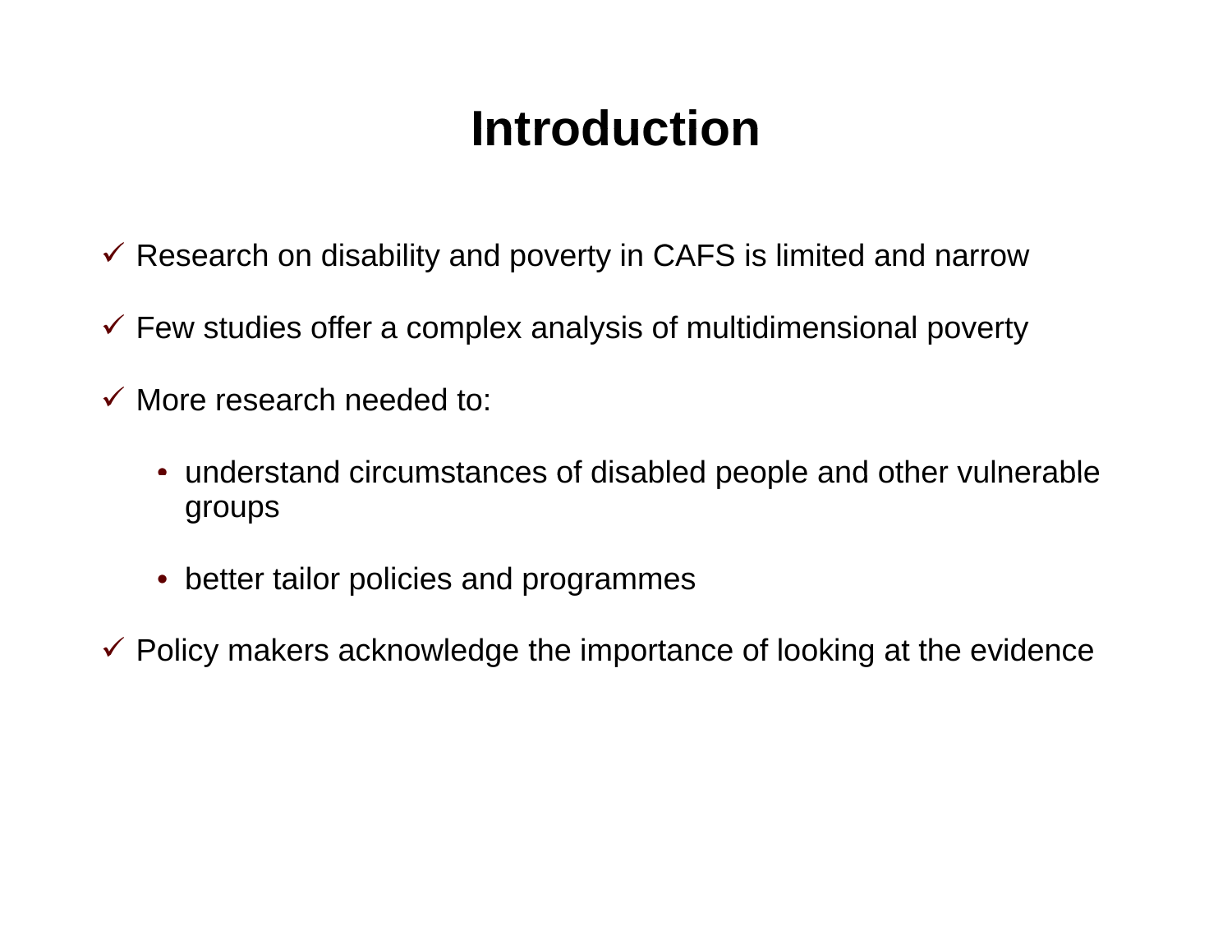# Introduction

- ✓ Research on disability and poverty in CAFS is limited and narrow
- ✓ Few studies offer a complex analysis of multidimensional poverty
- ✓ More research needed to:
  - understand circumstances of disabled people and other vulnerable groups
  - better tailor policies and programmes
- ✓ Policy makers acknowledge the importance of looking at the evidence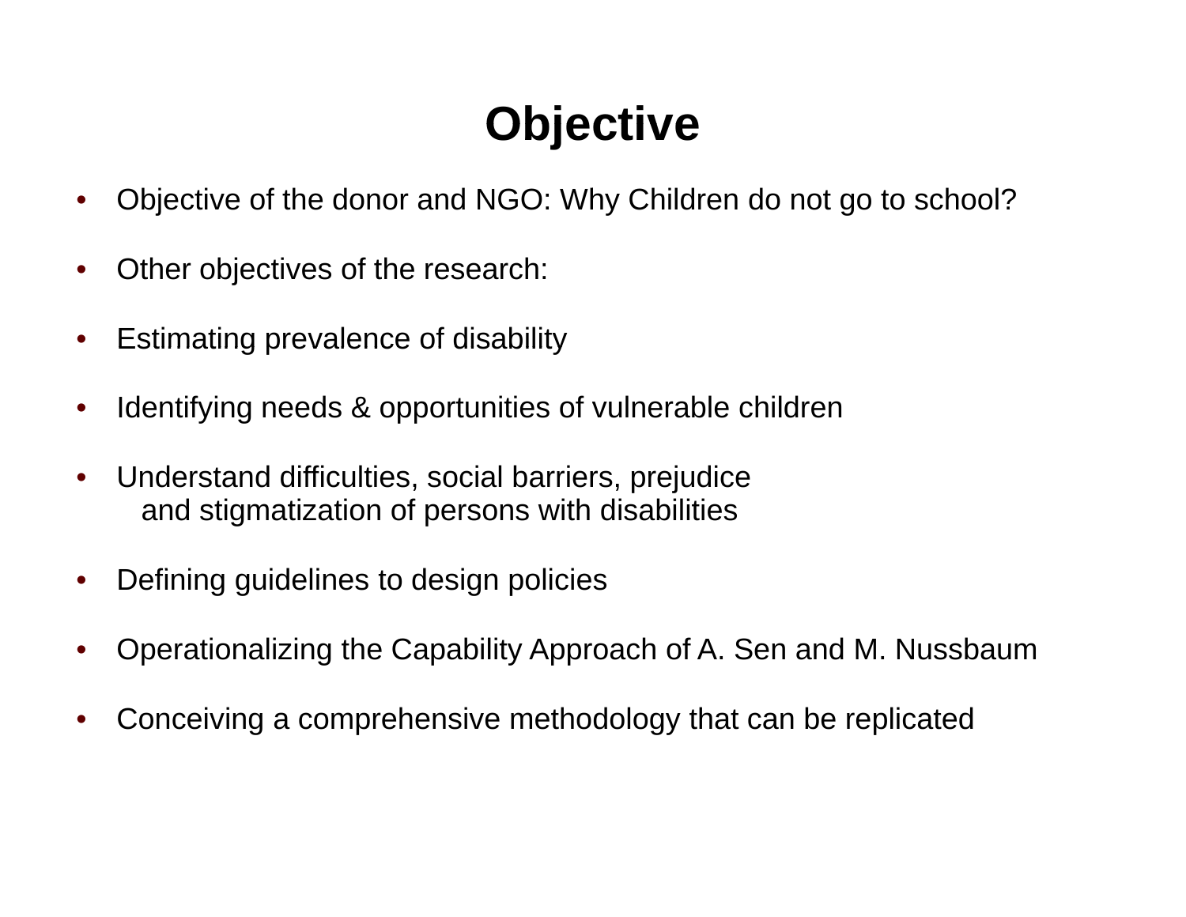# Objective

- Objective of the donor and NGO: Why Children do not go to school?
- Other objectives of the research:
- Estimating prevalence of disability
- Identifying needs & opportunities of vulnerable children
- Understand difficulties, social barriers, prejudice and stigmatization of persons with disabilities
- Defining guidelines to design policies
- Operationalizing the Capability Approach of A. Sen and M. Nussbaum
- Conceiving a comprehensive methodology that can be replicated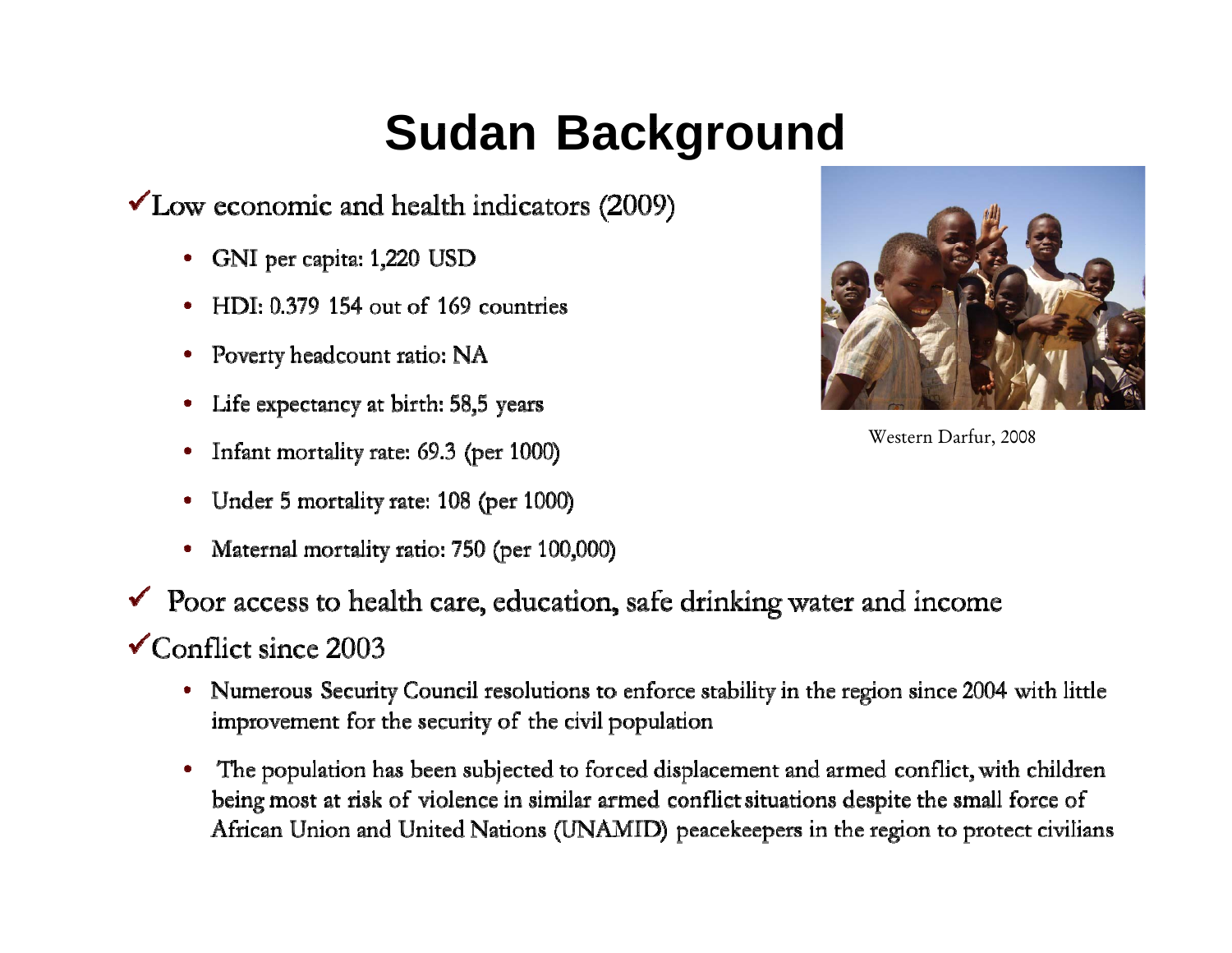# Sudan Background

✓Low economic and health indicators (2009)

- GNI per capita: 1,220 USD
- HDI: 0.379 154 out of 169 countries
- Poverty headcount ratio: NA
- Life expectancy at birth: 58,5 years
- Infant mortality rate: 69.3 (per 1000)
- Under 5 mortality rate: 108 (per 1000)
- Maternal mortality ratio: 750 (per 100,000)

Western Darfur, 2008

✓ Poor access to health care, education, safe drinking water and income

✓Conflict since 2003

- Numerous Security Council resolutions to enforce stability in the region since 2004 with little improvement for the security of the civil population
- The population has been subjected to forced displacement and armed conflict, with children being most at risk of violence in similar armed conflict situations despite the small force of African Union and United Nations (UNAMID) peacekeepers in the region to protect civilians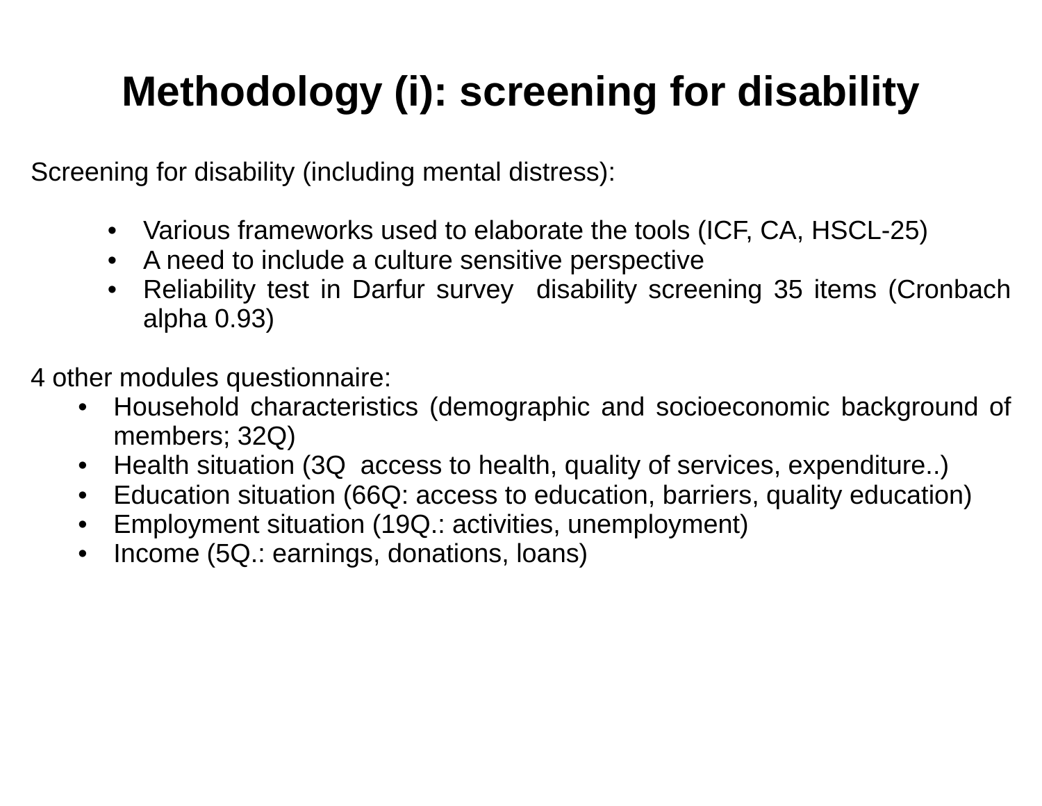# Methodology (i): screening for disability

Screening for disability (including mental distress):

- Various frameworks used to elaborate the tools (ICF, CA, HSCL-25)
- A need to include a culture sensitive perspective
- Reliability test in Darfur survey disability screening 35 items (Cronbach alpha 0.93)

4 other modules questionnaire:

- Household characteristics (demographic and socioeconomic background of members; 32Q)
- Health situation (3Q access to health, quality of services, expenditure..)
- Education situation (66Q: access to education, barriers, quality education)
- Employment situation (19Q.: activities, unemployment)
- Income (5Q.: earnings, donations, loans)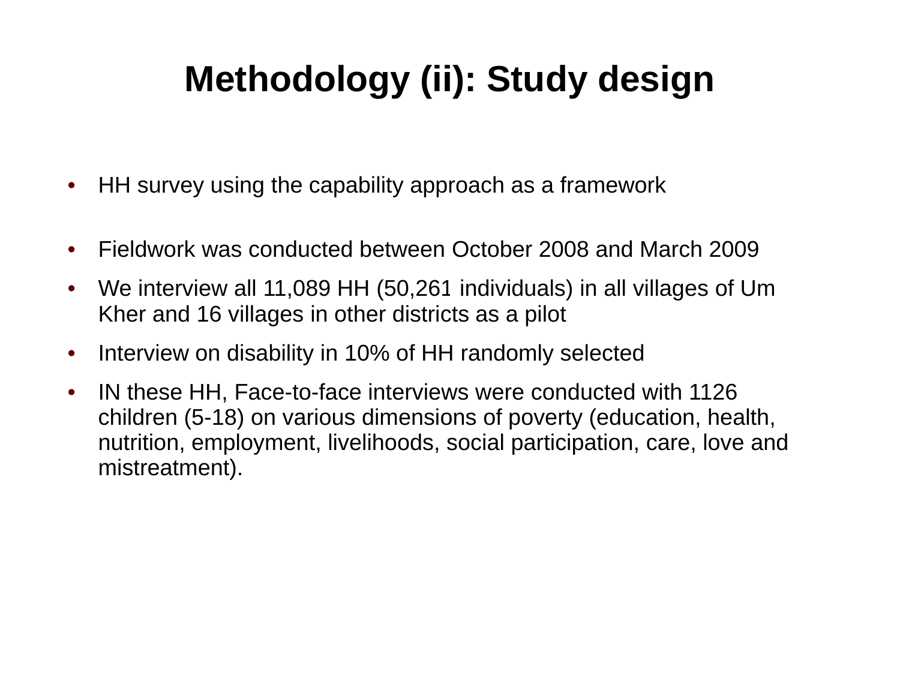# Methodology (ii): Study design

- HH survey using the capability approach as a framework
- Fieldwork was conducted between October 2008 and March 2009
- We interview all 11,089 HH (50,261 individuals) in all villages of Um Kher and 16 villages in other districts as a pilot
- Interview on disability in 10% of HH randomly selected
- IN these HH, Face-to-face interviews were conducted with 1126 children (5-18) on various dimensions of poverty (education, health, nutrition, employment, livelihoods, social participation, care, love and mistreatment).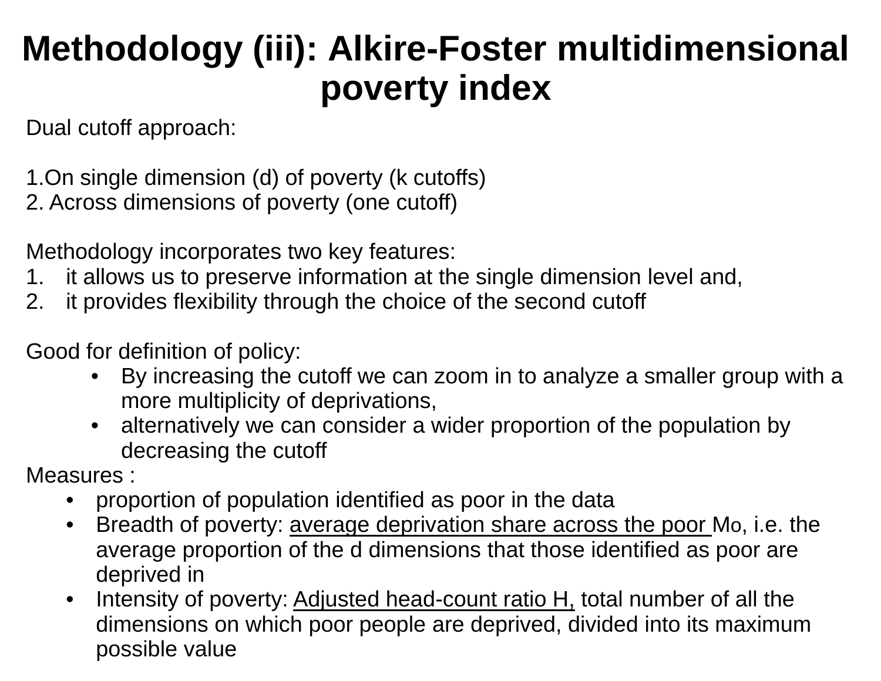# Methodology (iii): Alkire-Foster multidimensional poverty index

Dual cutoff approach:

1.On single dimension (d) of poverty (k cutoffs)
2. Across dimensions of poverty (one cutoff)

Methodology incorporates two key features:

1. it allows us to preserve information at the single dimension level and,
2. it provides flexibility through the choice of the second cutoff

Good for definition of policy:

- By increasing the cutoff we can zoom in to analyze a smaller group with a more multiplicity of deprivations,
- alternatively we can consider a wider proportion of the population by decreasing the cutoff

Measures :

- proportion of population identified as poor in the data
- Breadth of poverty: <u>average deprivation share across the poor</u> $M_0$, i.e. the average proportion of the d dimensions that those identified as poor are deprived in
- Intensity of poverty: <u>Adjusted head-count ratio H,</u> total number of all the dimensions on which poor people are deprived, divided into its maximum possible value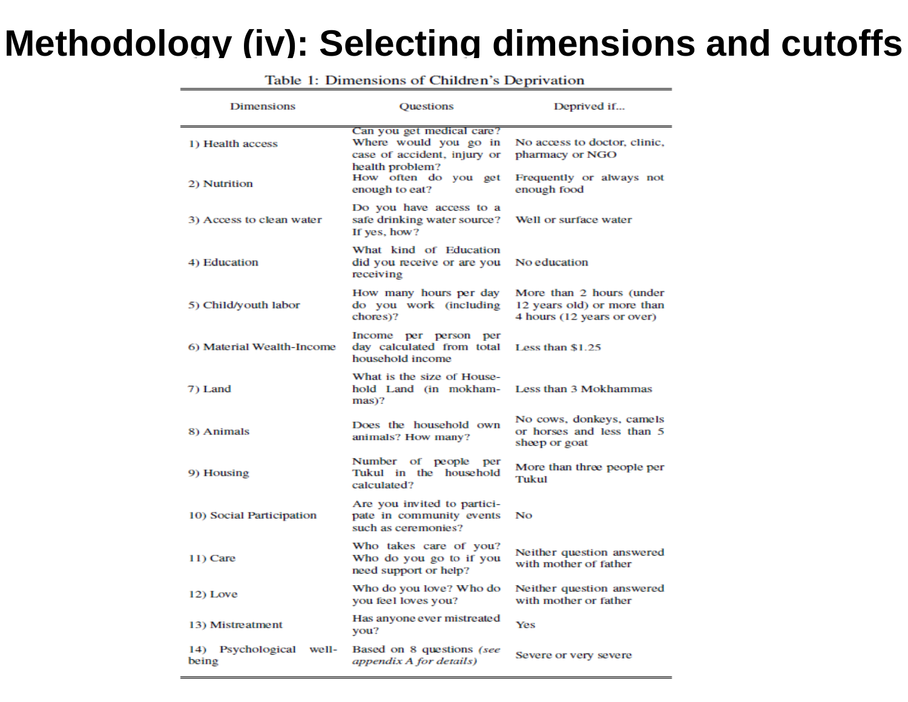# Methodology (iv): Selecting dimensions and cutoffs

Table 1: Dimensions of Children's Deprivation

| Dimensions | Questions | Deprived if... |
|---|---|---|
| 1) Health access | Can you get medical care? Where would you go in case of accident, injury or health problem? | No access to doctor, clinic, pharmacy or NGO |
| 2) Nutrition | How often do you get enough to eat? | Frequently or always not enough food |
| 3) Access to clean water | Do you have access to a safe drinking water source? If yes, how? | Well or surface water |
| 4) Education | What kind of Education did you receive or are you receiving | No education |
| 5) Child/youth labor | How many hours per day do you work (including chores)? | More than 2 hours (under 12 years old) or more than 4 hours (12 years or over) |
| 6) Material Wealth-Income | Income per person per day calculated from total household income | Less than $1.25 |
| 7) Land | What is the size of Household Land (in mokhammas)? | Less than 3 Mokhammas |
| 8) Animals | Does the household own animals? How many? | No cows, donkeys, camels or horses and less than 5 sheep or goat |
| 9) Housing | Number of people per Tukul in the household calculated? | More than three people per Tukul |
| 10) Social Participation | Are you invited to participate in community events such as ceremonies? | No |
| 11) Care | Who takes care of you? Who do you go to if you need support or help? | Neither question answered with mother of father |
| 12) Love | Who do you love? Who do you feel loves you? | Neither question answered with mother or father |
| 13) Mistreatment | Has anyone ever mistreated you? | Yes |
| 14) Psychological well-being | Based on 8 questions *(see appendix A for details)* | Severe or very severe |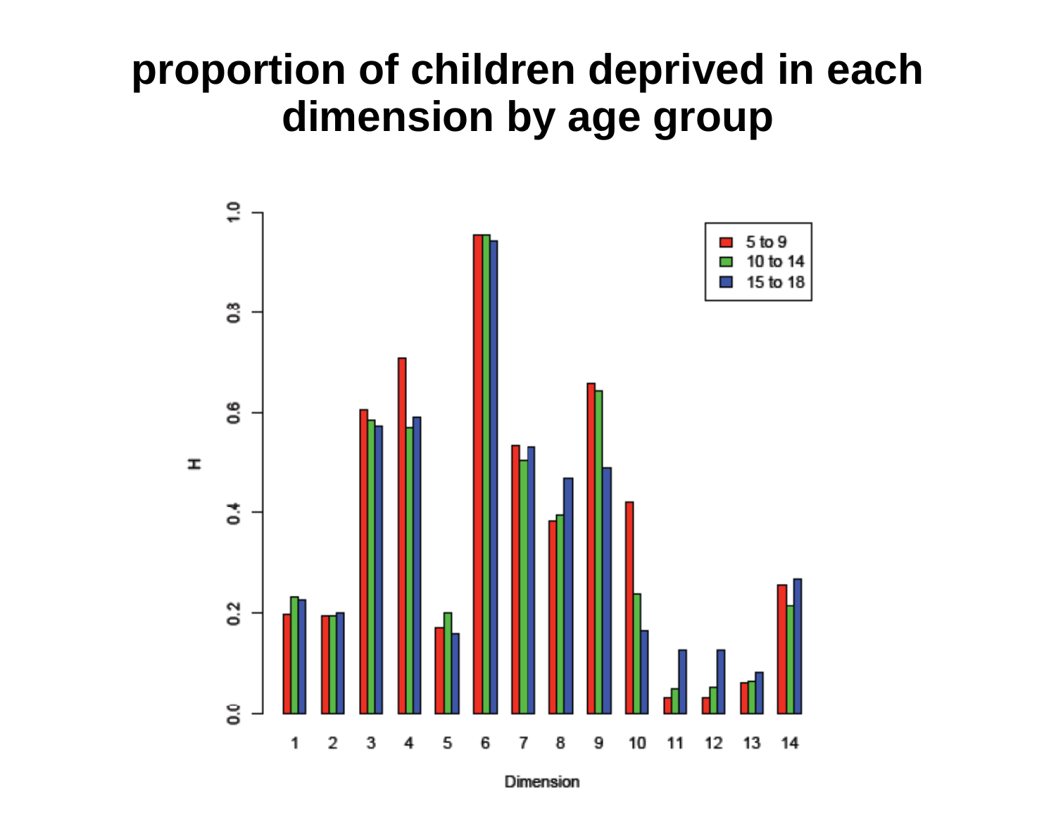# proportion of children deprived in each dimension by age group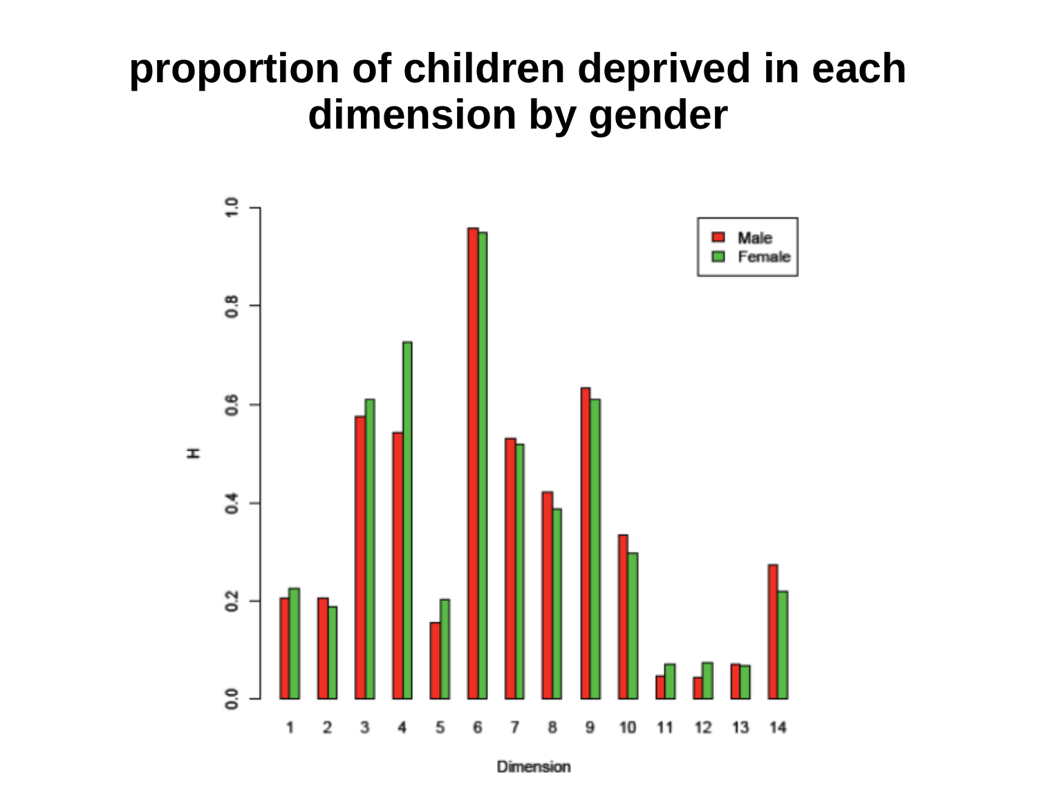# proportion of children deprived in each dimension by gender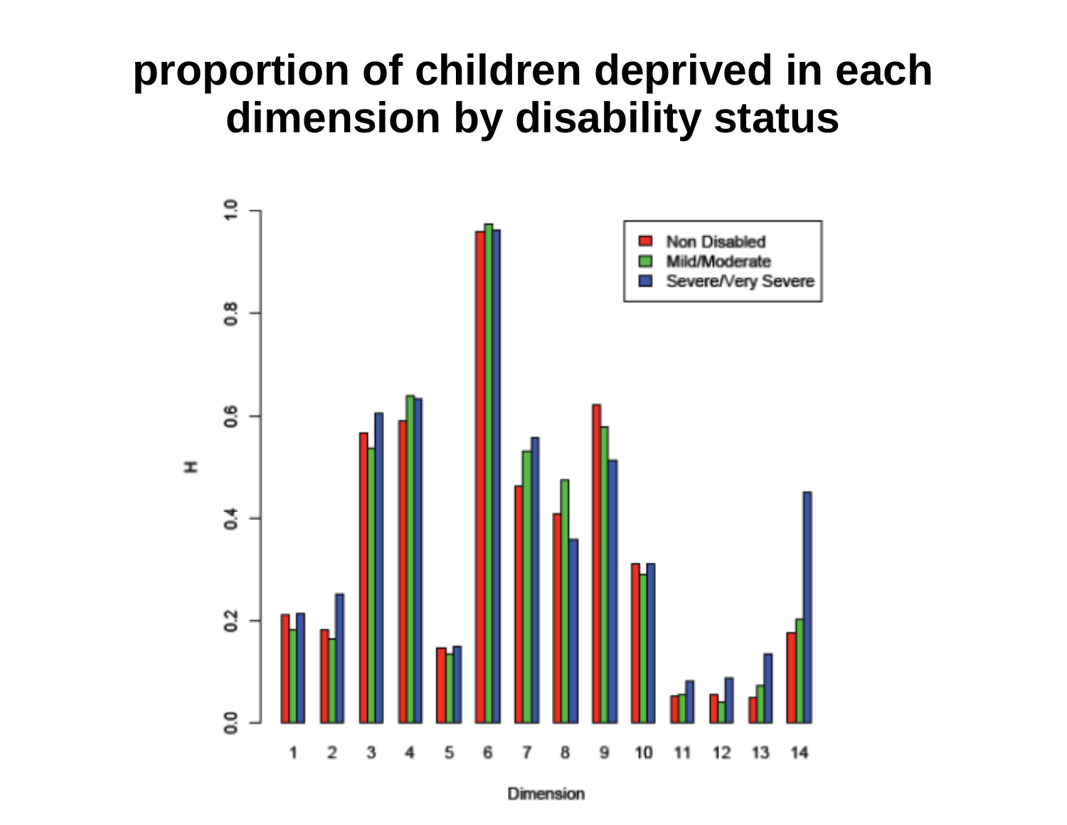# proportion of children deprived in each dimension by disability status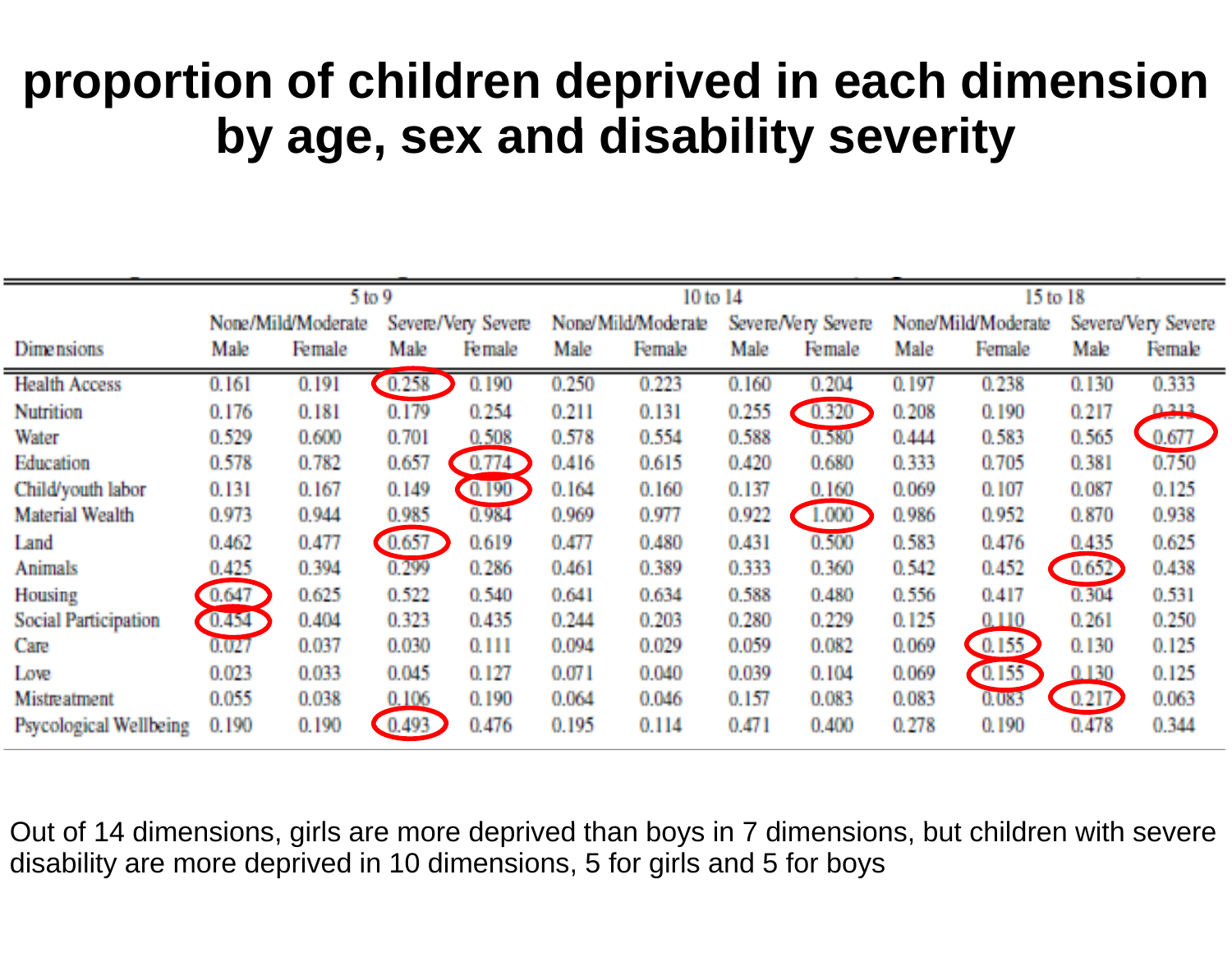# proportion of children deprived in each dimension by age, sex and disability severity

| | 5 to 9 | | | | 10 to 14 | | | | 15 to 18 | | | |
|---|---|---|---|---|---|---|---|---|---|---|---|---|
| | None/Mild/Moderate | | Severe/Very Severe | | None/Mild/Moderate | | Severe/Very Severe | | None/Mild/Moderate | | Severe/Very Severe | |
| Dimensions | Male | Female | Male | Female | Male | Female | Male | Female | Male | Female | Male | Female |
| Health Access | 0.161 | 0.191 | 0.258 | 0.190 | 0.250 | 0.223 | 0.160 | 0.204 | 0.197 | 0.238 | 0.130 | 0.333 |
| Nutrition | 0.176 | 0.181 | 0.179 | 0.254 | 0.211 | 0.131 | 0.255 | 0.320 | 0.208 | 0.190 | 0.217 | 0.313 |
| Water | 0.529 | 0.600 | 0.701 | 0.508 | 0.578 | 0.554 | 0.588 | 0.580 | 0.444 | 0.583 | 0.565 | 0.677 |
| Education | 0.578 | 0.782 | 0.657 | 0.774 | 0.416 | 0.615 | 0.420 | 0.680 | 0.333 | 0.705 | 0.381 | 0.750 |
| Child/youth labor | 0.131 | 0.167 | 0.149 | 0.190 | 0.164 | 0.160 | 0.137 | 0.160 | 0.069 | 0.107 | 0.087 | 0.125 |
| Material Wealth | 0.973 | 0.944 | 0.985 | 0.984 | 0.969 | 0.977 | 0.922 | 1.000 | 0.986 | 0.952 | 0.870 | 0.938 |
| Land | 0.462 | 0.477 | 0.657 | 0.619 | 0.477 | 0.480 | 0.431 | 0.500 | 0.583 | 0.476 | 0.435 | 0.625 |
| Animals | 0.425 | 0.394 | 0.299 | 0.286 | 0.461 | 0.389 | 0.333 | 0.360 | 0.542 | 0.452 | 0.652 | 0.438 |
| Housing | 0.647 | 0.625 | 0.522 | 0.540 | 0.641 | 0.634 | 0.588 | 0.480 | 0.556 | 0.417 | 0.304 | 0.531 |
| Social Participation | 0.454 | 0.404 | 0.323 | 0.435 | 0.244 | 0.203 | 0.280 | 0.229 | 0.125 | 0.110 | 0.261 | 0.250 |
| Care | 0.027 | 0.037 | 0.030 | 0.111 | 0.094 | 0.029 | 0.059 | 0.082 | 0.069 | 0.155 | 0.130 | 0.125 |
| Love | 0.023 | 0.033 | 0.045 | 0.127 | 0.071 | 0.040 | 0.039 | 0.104 | 0.069 | 0.155 | 0.130 | 0.125 |
| Mistreatment | 0.055 | 0.038 | 0.106 | 0.190 | 0.064 | 0.046 | 0.157 | 0.083 | 0.083 | 0.083 | 0.217 | 0.063 |
| Psycological Wellbeing | 0.190 | 0.190 | 0.493 | 0.476 | 0.195 | 0.114 | 0.471 | 0.400 | 0.278 | 0.190 | 0.478 | 0.344 |

Out of 14 dimensions, girls are more deprived than boys in 7 dimensions, but children with severe disability are more deprived in 10 dimensions, 5 for girls and 5 for boys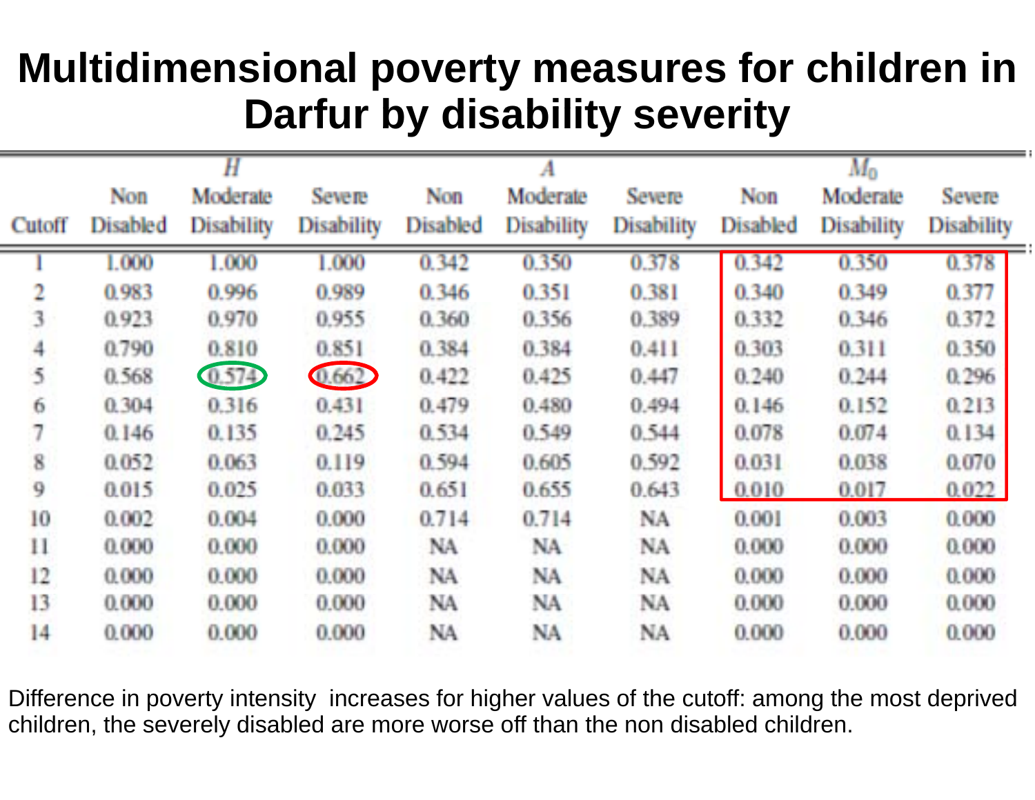# Multidimensional poverty measures for children in Darfur by disability severity

| Cutoff | $H$ | | | $A$ | | | $M_0$ | | |
|---|---|---|---|---|---|---|---|---|---|
| | Non Disabled | Moderate Disability | Severe Disability | Non Disabled | Moderate Disability | Severe Disability | Non Disabled | Moderate Disability | Severe Disability |
| 1 | 1.000 | 1.000 | 1.000 | 0.342 | 0.350 | 0.378 | 0.342 | 0.350 | 0.378 |
| 2 | 0.983 | 0.996 | 0.989 | 0.346 | 0.351 | 0.381 | 0.340 | 0.349 | 0.377 |
| 3 | 0.923 | 0.970 | 0.955 | 0.360 | 0.356 | 0.389 | 0.332 | 0.346 | 0.372 |
| 4 | 0.790 | 0.810 | 0.851 | 0.384 | 0.384 | 0.411 | 0.303 | 0.311 | 0.350 |
| 5 | 0.568 | 0.574 | 0.662 | 0.422 | 0.425 | 0.447 | 0.240 | 0.244 | 0.296 |
| 6 | 0.304 | 0.316 | 0.431 | 0.479 | 0.480 | 0.494 | 0.146 | 0.152 | 0.213 |
| 7 | 0.146 | 0.135 | 0.245 | 0.534 | 0.549 | 0.544 | 0.078 | 0.074 | 0.134 |
| 8 | 0.052 | 0.063 | 0.119 | 0.594 | 0.605 | 0.592 | 0.031 | 0.038 | 0.070 |
| 9 | 0.015 | 0.025 | 0.033 | 0.651 | 0.655 | 0.643 | 0.010 | 0.017 | 0.022 |
| 10 | 0.002 | 0.004 | 0.000 | 0.714 | 0.714 | NA | 0.001 | 0.003 | 0.000 |
| 11 | 0.000 | 0.000 | 0.000 | NA | NA | NA | 0.000 | 0.000 | 0.000 |
| 12 | 0.000 | 0.000 | 0.000 | NA | NA | NA | 0.000 | 0.000 | 0.000 |
| 13 | 0.000 | 0.000 | 0.000 | NA | NA | NA | 0.000 | 0.000 | 0.000 |
| 14 | 0.000 | 0.000 | 0.000 | NA | NA | NA | 0.000 | 0.000 | 0.000 |

Difference in poverty intensity increases for higher values of the cutoff: among the most deprived children, the severely disabled are more worse off than the non disabled children.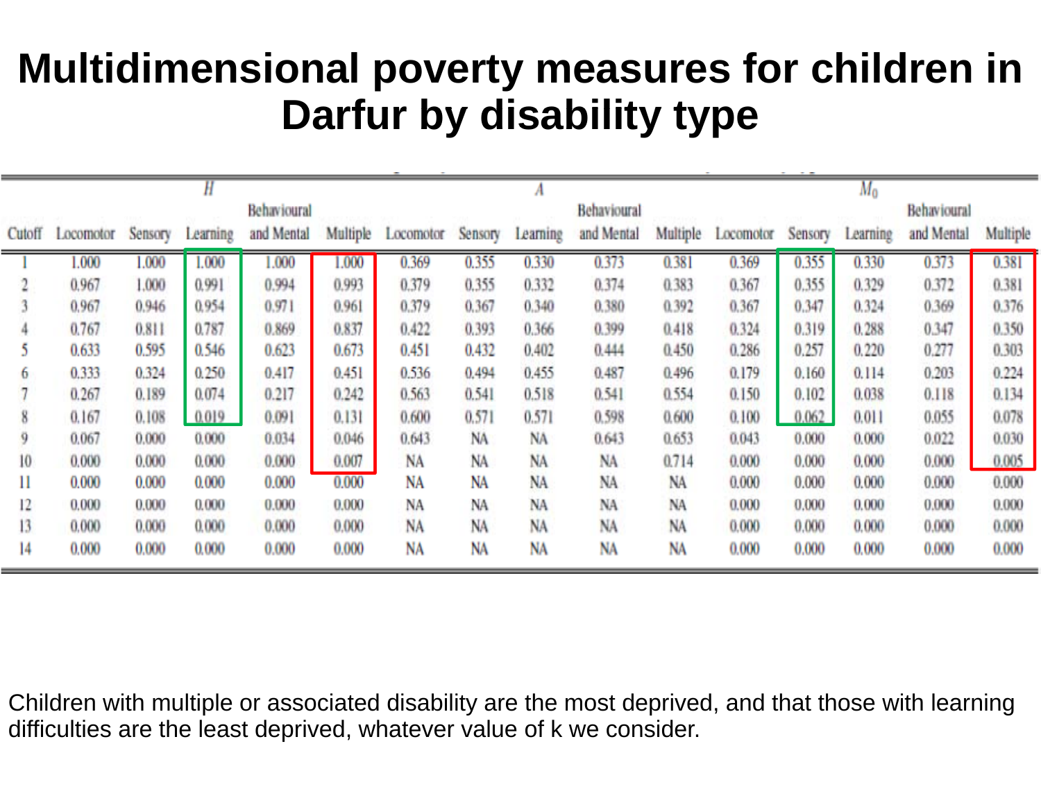# Multidimensional poverty measures for children in Darfur by disability type

| | $H$ | | | | | $A$ | | | | | $M_0$ | | | | |
|---|---|---|---|---|---|---|---|---|---|---|---|---|---|---|---|
| Cutoff | Locomotor | Sensory | Learning | Behavioural and Mental | Multiple | Locomotor | Sensory | Learning | Behavioural and Mental | Multiple | Locomotor | Sensory | Learning | Behavioural and Mental | Multiple |
| 1 | 1.000 | 1.000 | 1.000 | 1.000 | 1.000 | 0.369 | 0.355 | 0.330 | 0.373 | 0.381 | 0.369 | 0.355 | 0.330 | 0.373 | 0.381 |
| 2 | 0.967 | 1.000 | 0.991 | 0.994 | 0.993 | 0.379 | 0.355 | 0.332 | 0.374 | 0.383 | 0.367 | 0.355 | 0.329 | 0.372 | 0.381 |
| 3 | 0.967 | 0.946 | 0.954 | 0.971 | 0.961 | 0.379 | 0.367 | 0.340 | 0.380 | 0.392 | 0.367 | 0.347 | 0.324 | 0.369 | 0.376 |
| 4 | 0.767 | 0.811 | 0.787 | 0.869 | 0.837 | 0.422 | 0.393 | 0.366 | 0.399 | 0.418 | 0.324 | 0.319 | 0.288 | 0.347 | 0.350 |
| 5 | 0.633 | 0.595 | 0.546 | 0.623 | 0.673 | 0.451 | 0.432 | 0.402 | 0.444 | 0.450 | 0.286 | 0.257 | 0.220 | 0.277 | 0.303 |
| 6 | 0.333 | 0.324 | 0.250 | 0.417 | 0.451 | 0.536 | 0.494 | 0.455 | 0.487 | 0.496 | 0.179 | 0.160 | 0.114 | 0.203 | 0.224 |
| 7 | 0.267 | 0.189 | 0.074 | 0.217 | 0.242 | 0.563 | 0.541 | 0.518 | 0.541 | 0.554 | 0.150 | 0.102 | 0.038 | 0.118 | 0.134 |
| 8 | 0.167 | 0.108 | 0.019 | 0.091 | 0.131 | 0.600 | 0.571 | 0.571 | 0.598 | 0.600 | 0.100 | 0.062 | 0.011 | 0.055 | 0.078 |
| 9 | 0.067 | 0.000 | 0.000 | 0.034 | 0.046 | 0.643 | NA | NA | 0.643 | 0.653 | 0.043 | 0.000 | 0.000 | 0.022 | 0.030 |
| 10 | 0.000 | 0.000 | 0.000 | 0.000 | 0.007 | NA | NA | NA | NA | 0.714 | 0.000 | 0.000 | 0.000 | 0.000 | 0.005 |
| 11 | 0.000 | 0.000 | 0.000 | 0.000 | 0.000 | NA | NA | NA | NA | NA | 0.000 | 0.000 | 0.000 | 0.000 | 0.000 |
| 12 | 0.000 | 0.000 | 0.000 | 0.000 | 0.000 | NA | NA | NA | NA | NA | 0.000 | 0.000 | 0.000 | 0.000 | 0.000 |
| 13 | 0.000 | 0.000 | 0.000 | 0.000 | 0.000 | NA | NA | NA | NA | NA | 0.000 | 0.000 | 0.000 | 0.000 | 0.000 |
| 14 | 0.000 | 0.000 | 0.000 | 0.000 | 0.000 | NA | NA | NA | NA | NA | 0.000 | 0.000 | 0.000 | 0.000 | 0.000 |

Children with multiple or associated disability are the most deprived, and that those with learning difficulties are the least deprived, whatever value of k we consider.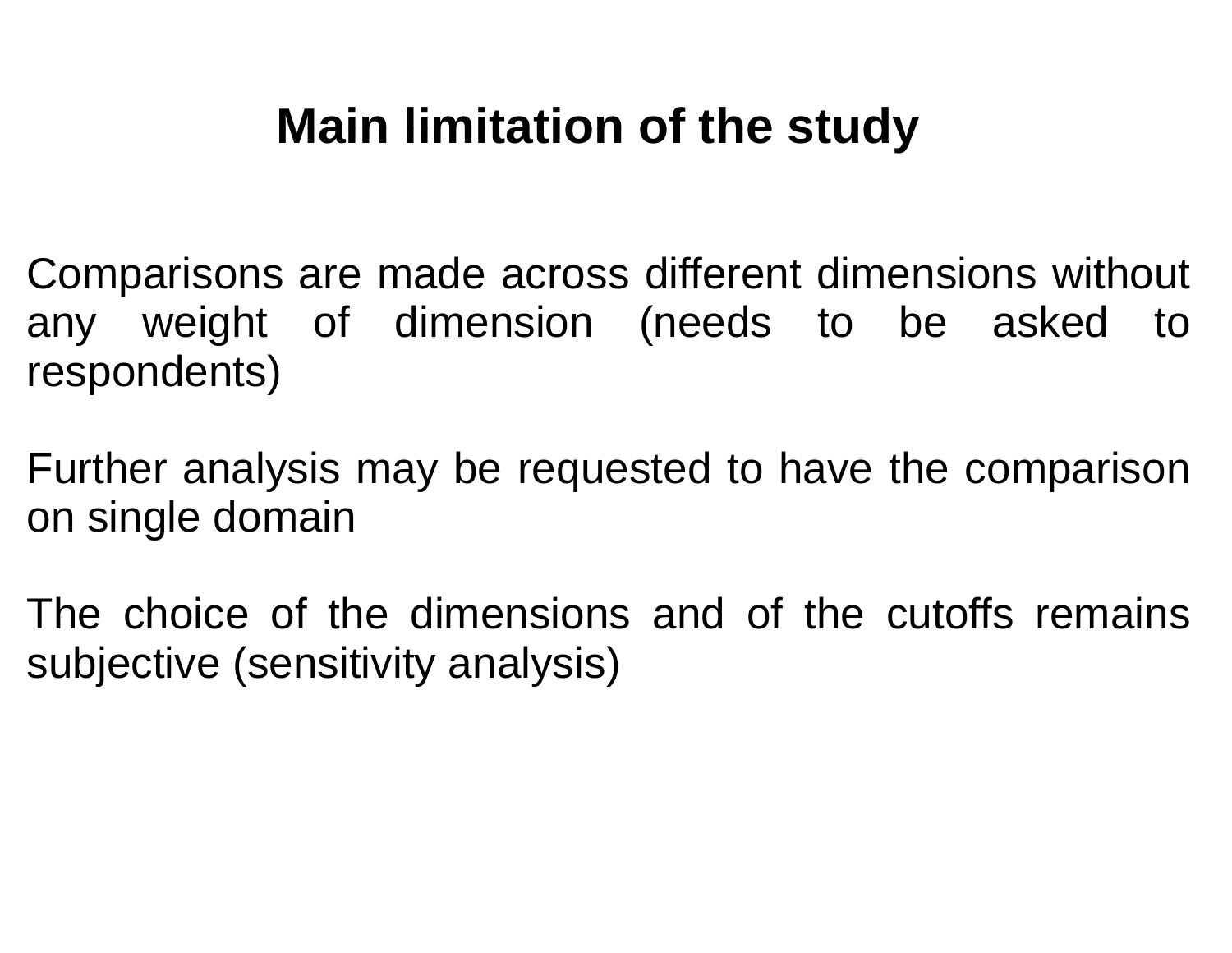# Main limitation of the study

Comparisons are made across different dimensions without any weight of dimension (needs to be asked to respondents)

Further analysis may be requested to have the comparison on single domain

The choice of the dimensions and of the cutoffs remains subjective (sensitivity analysis)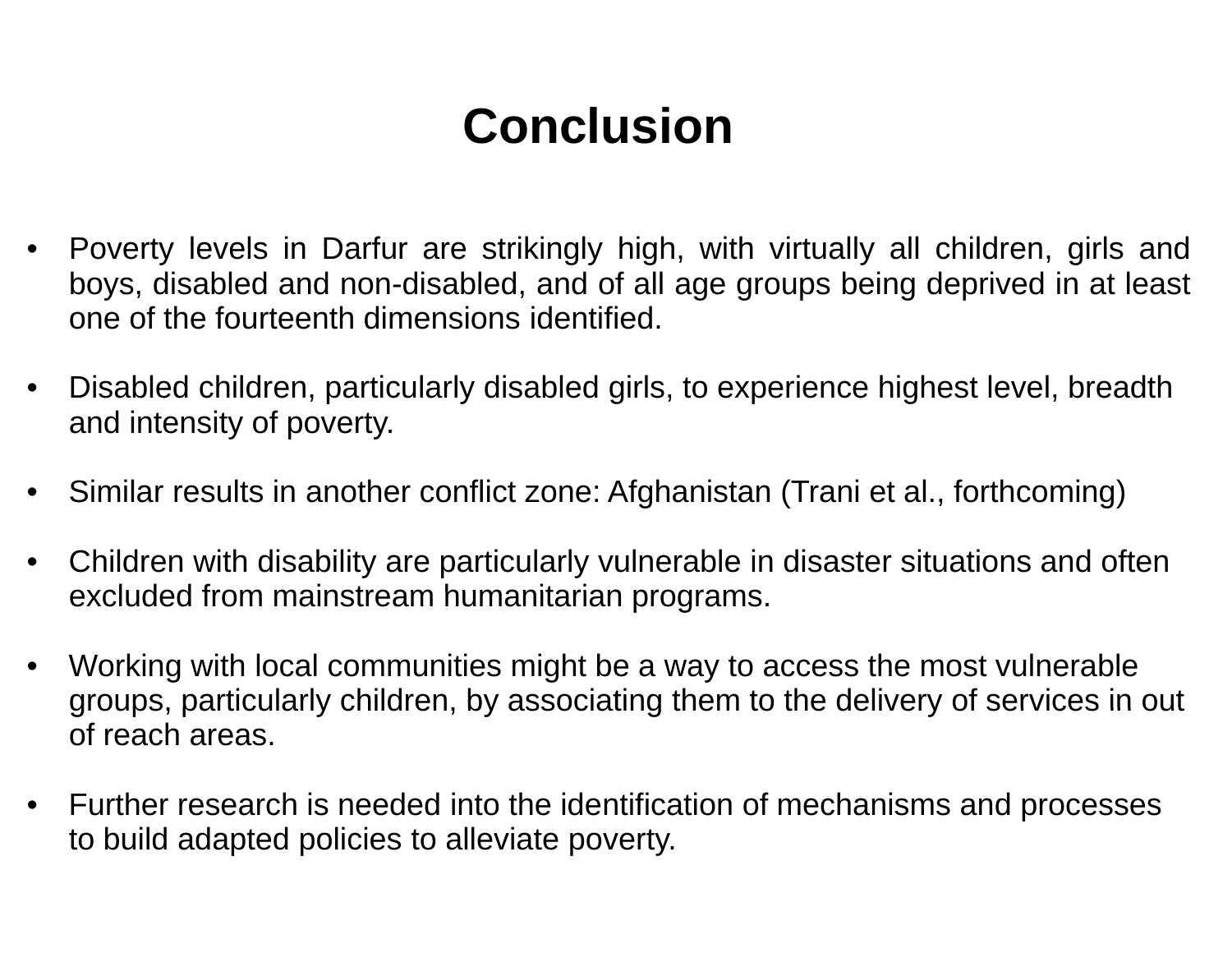# Conclusion

- Poverty levels in Darfur are strikingly high, with virtually all children, girls and boys, disabled and non-disabled, and of all age groups being deprived in at least one of the fourteenth dimensions identified.

- Disabled children, particularly disabled girls, to experience highest level, breadth and intensity of poverty.

- Similar results in another conflict zone: Afghanistan (Trani et al., forthcoming)

- Children with disability are particularly vulnerable in disaster situations and often excluded from mainstream humanitarian programs.

- Working with local communities might be a way to access the most vulnerable groups, particularly children, by associating them to the delivery of services in out of reach areas.

- Further research is needed into the identification of mechanisms and processes to build adapted policies to alleviate poverty.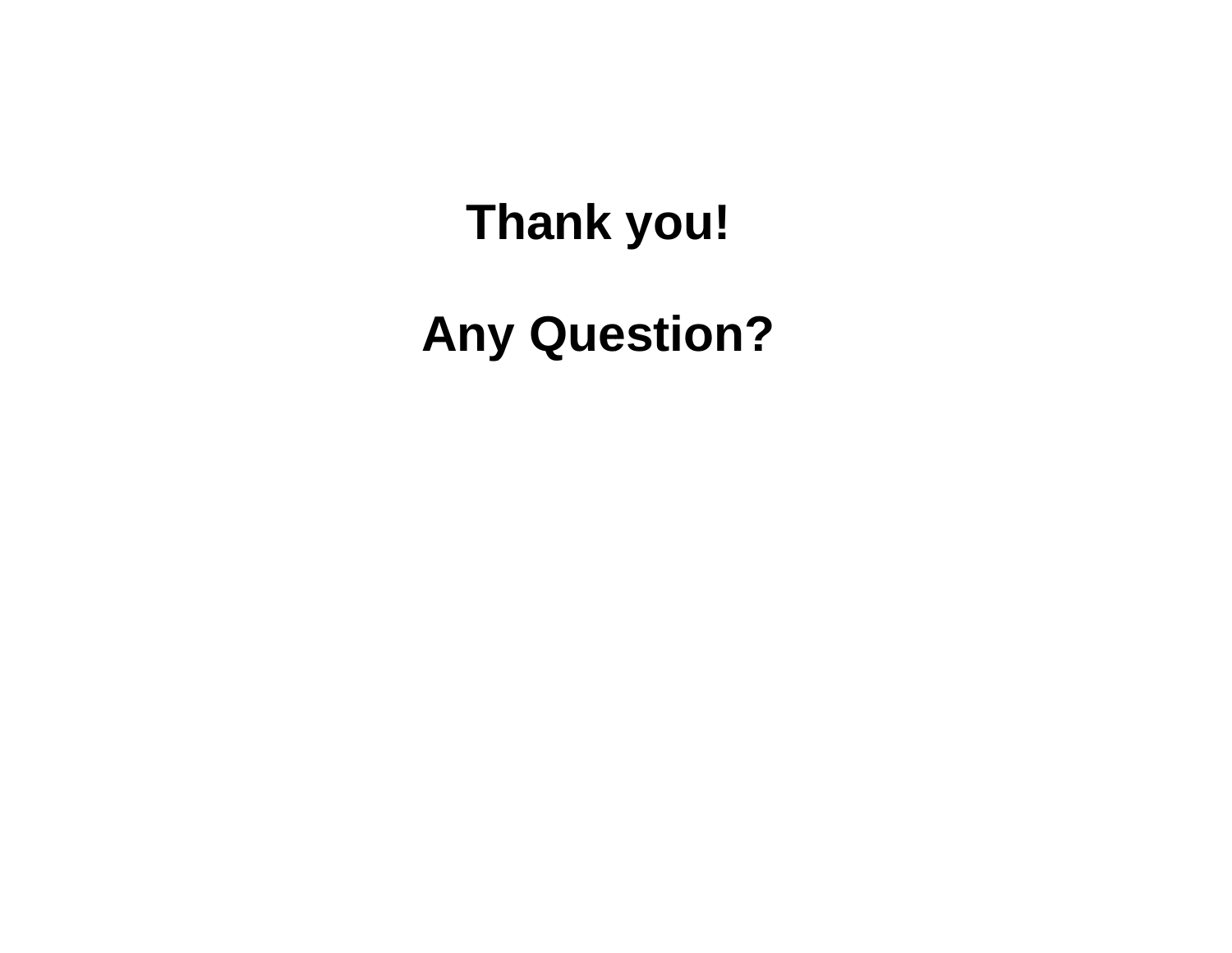**Thank you!**

**Any Question?**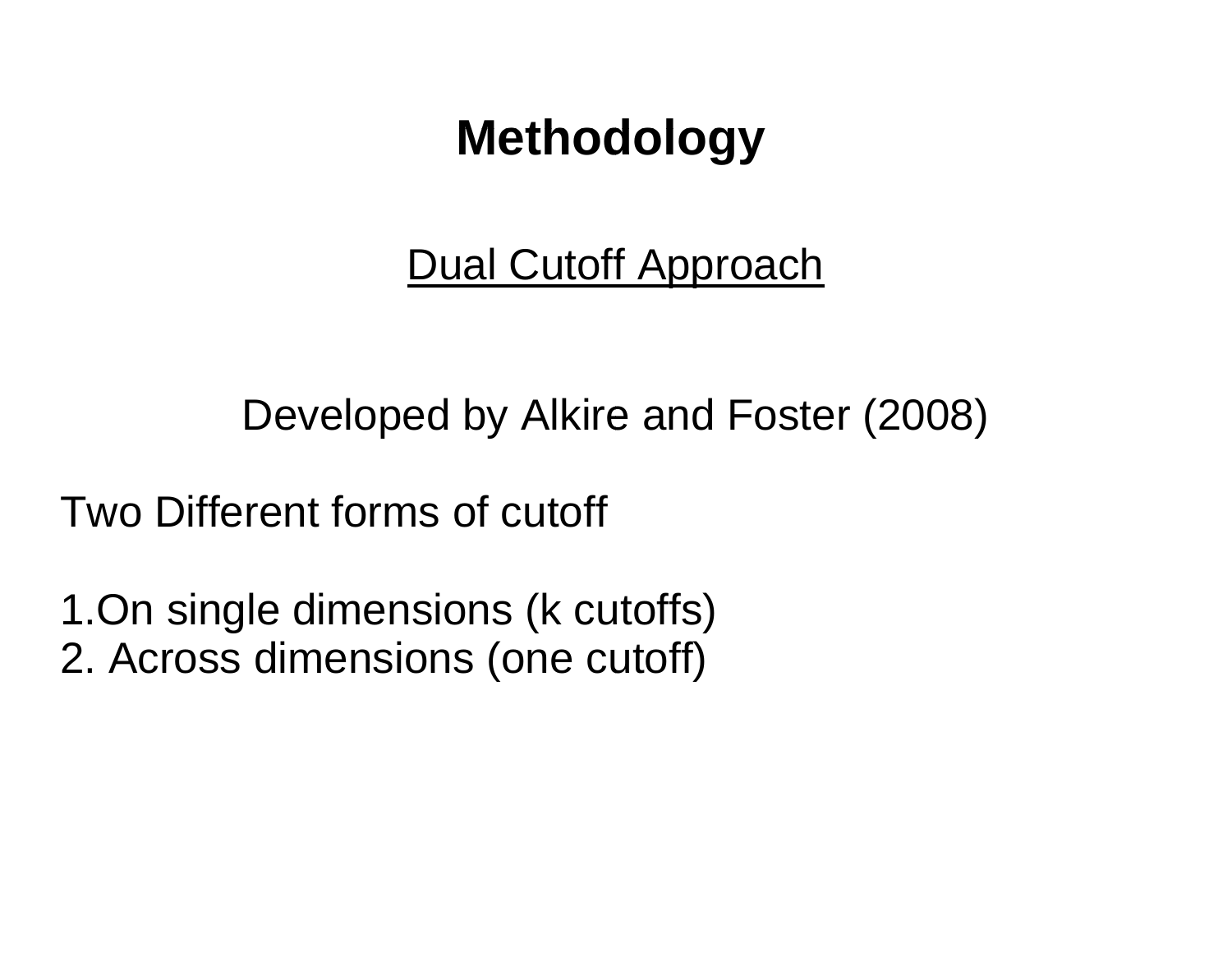# Methodology

<u>Dual Cutoff Approach</u>

Developed by Alkire and Foster (2008)

Two Different forms of cutoff

1. On single dimensions (k cutoffs)
2. Across dimensions (one cutoff)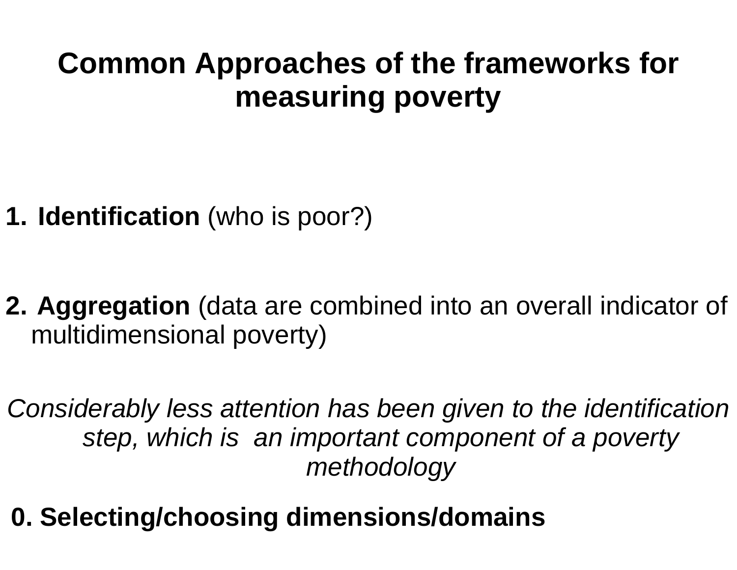# Common Approaches of the frameworks for measuring poverty

1. **Identification** (who is poor?)

2. **Aggregation** (data are combined into an overall indicator of multidimensional poverty)

*Considerably less attention has been given to the identification step, which is an important component of a poverty methodology*

**0. Selecting/choosing dimensions/domains**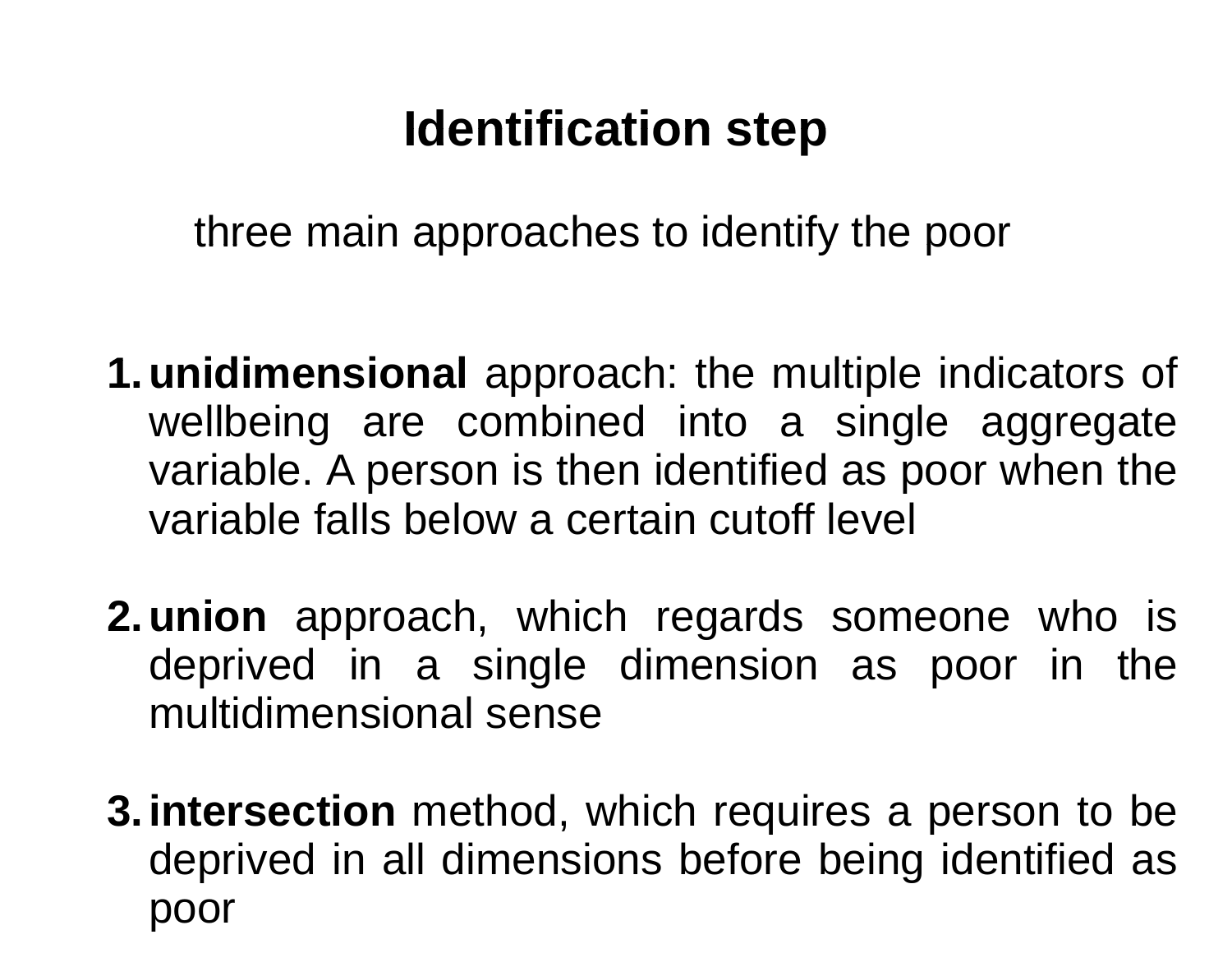# Identification step

three main approaches to identify the poor

1. **unidimensional** approach: the multiple indicators of wellbeing are combined into a single aggregate variable. A person is then identified as poor when the variable falls below a certain cutoff level

2. **union** approach, which regards someone who is deprived in a single dimension as poor in the multidimensional sense

3. **intersection** method, which requires a person to be deprived in all dimensions before being identified as poor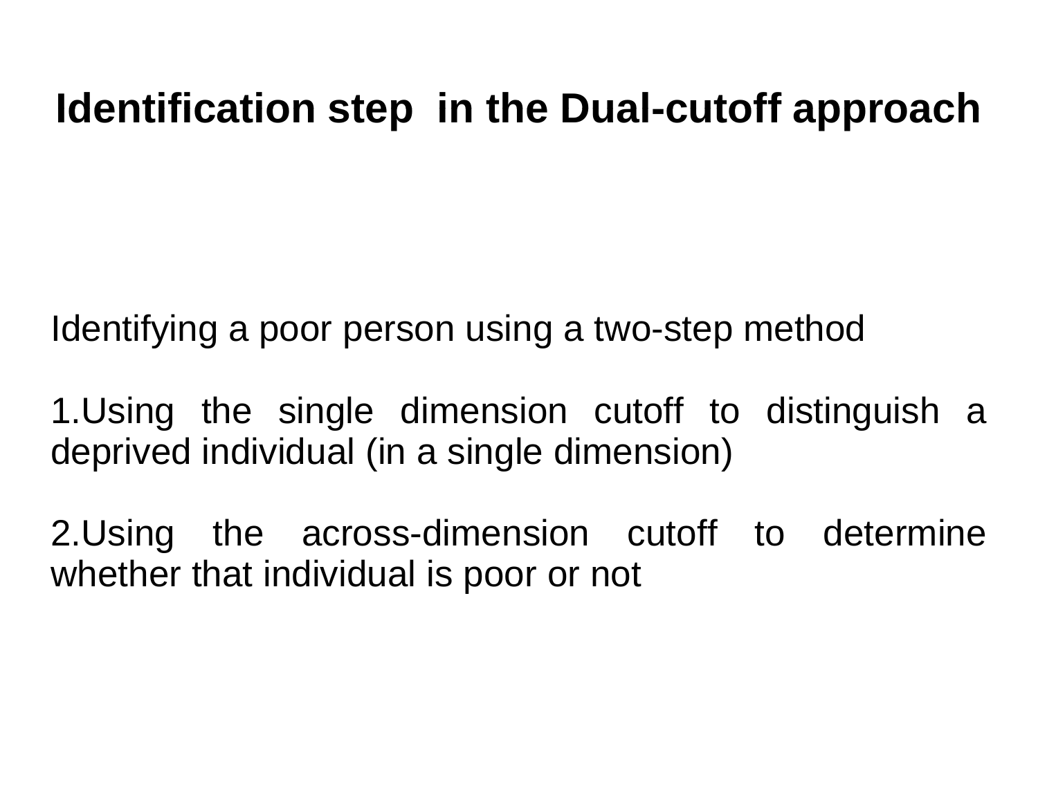# Identification step in the Dual-cutoff approach

Identifying a poor person using a two-step method

1. Using the single dimension cutoff to distinguish a deprived individual (in a single dimension)

2. Using the across-dimension cutoff to determine whether that individual is poor or not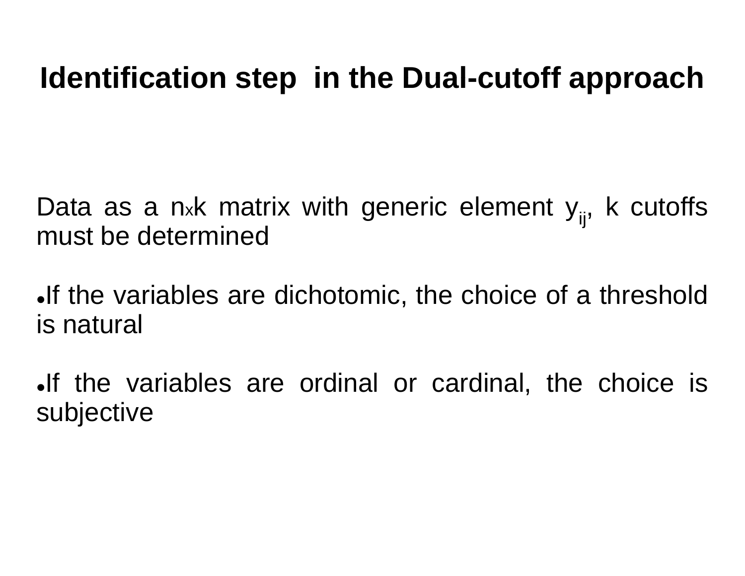# Identification step in the Dual-cutoff approach

Data as a $n \times k$ matrix with generic element $y_{ij}$, k cutoffs must be determined

- If the variables are dichotomic, the choice of a threshold is natural

- If the variables are ordinal or cardinal, the choice is subjective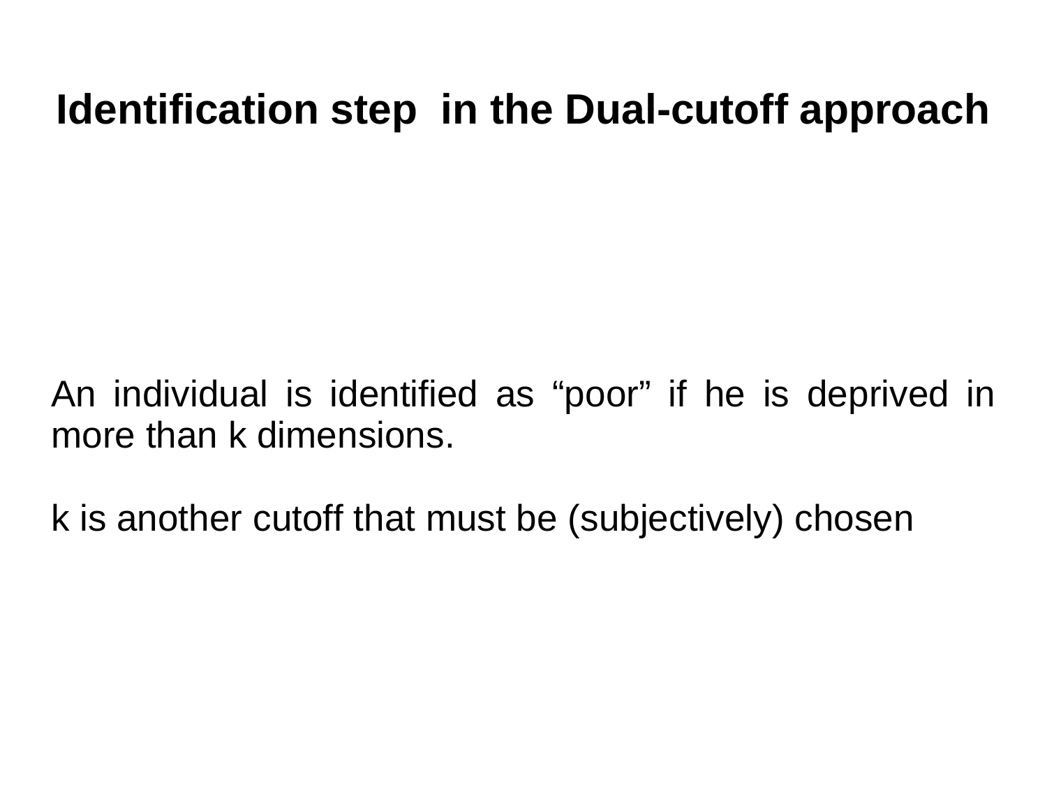# Identification step in the Dual-cutoff approach

An individual is identified as “poor” if he is deprived in more than k dimensions.

k is another cutoff that must be (subjectively) chosen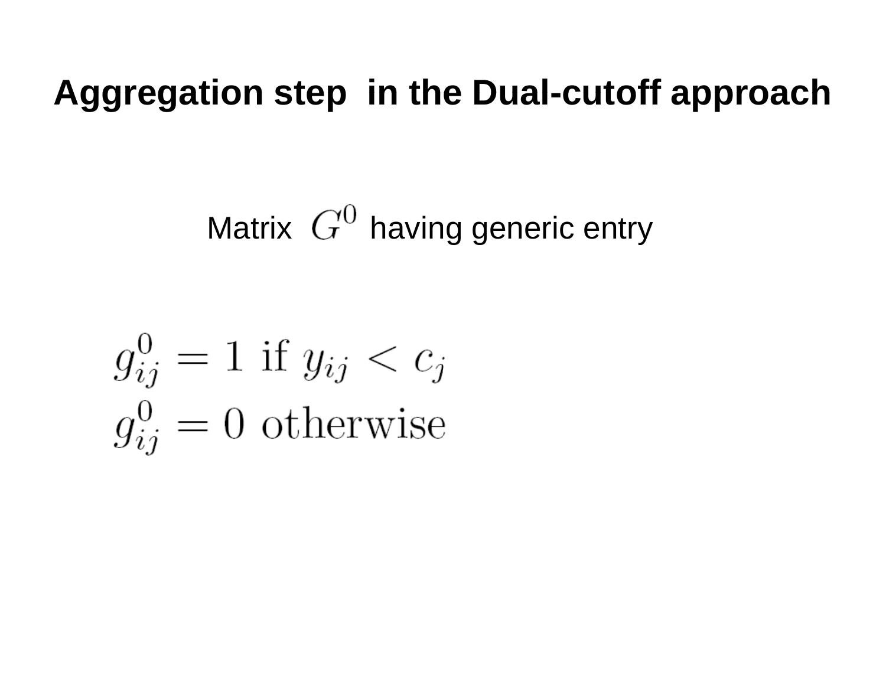# Aggregation step in the Dual-cutoff approach

Matrix $G^0$ having generic entry

$$
\begin{aligned}
g_{ij}^0 &= 1 \text{ if } y_{ij} < c_j \\
g_{ij}^0 &= 0 \text{ otherwise}
\end{aligned}
$$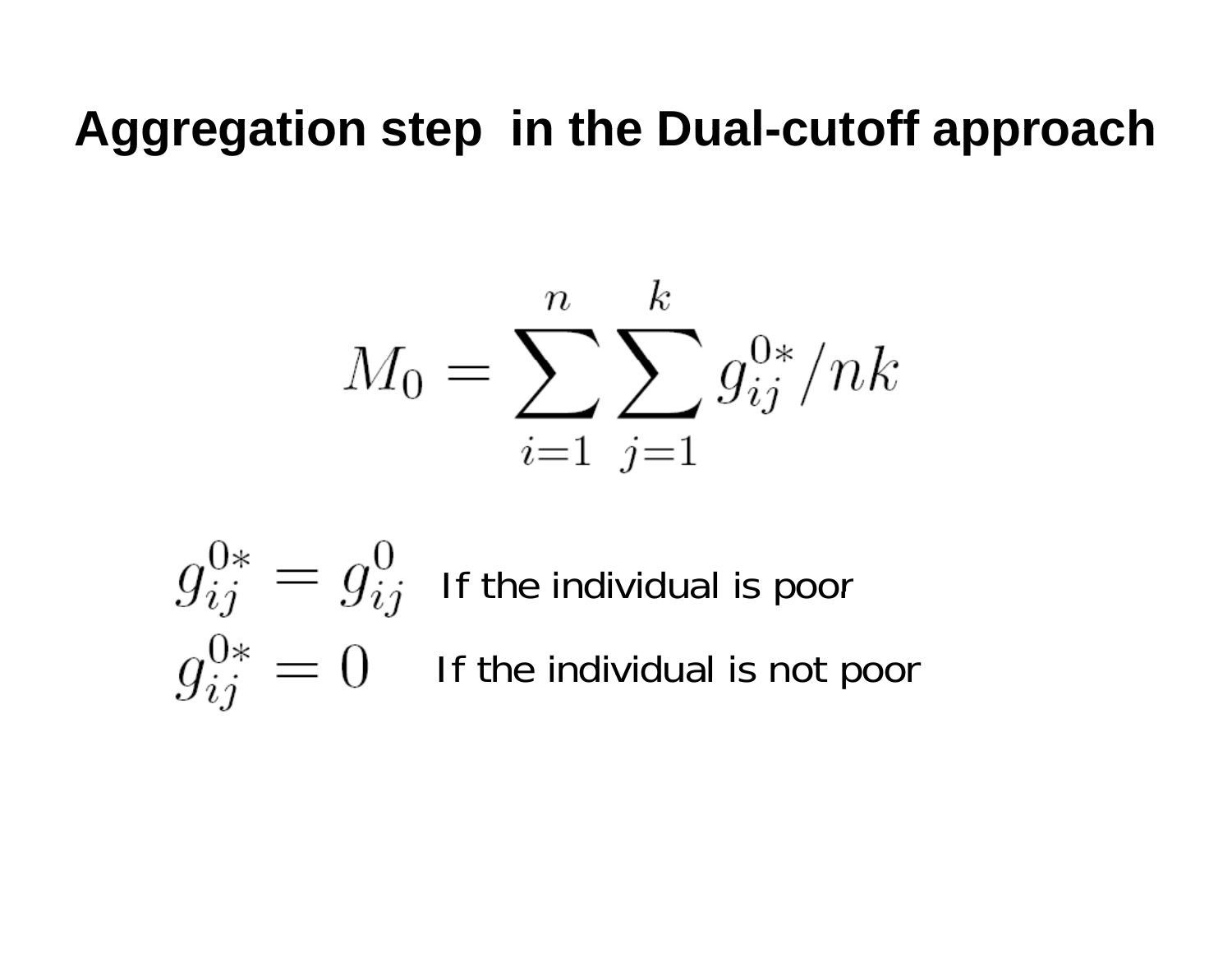# Aggregation step in the Dual-cutoff approach

$$M_0 = \sum_{i=1}^{n} \sum_{j=1}^{k} g_{ij}^{0*} / nk$$

$g_{ij}^{0*} = g_{ij}^{0}$ If the individual is poor

$g_{ij}^{0*} = 0$ If the individual is not poor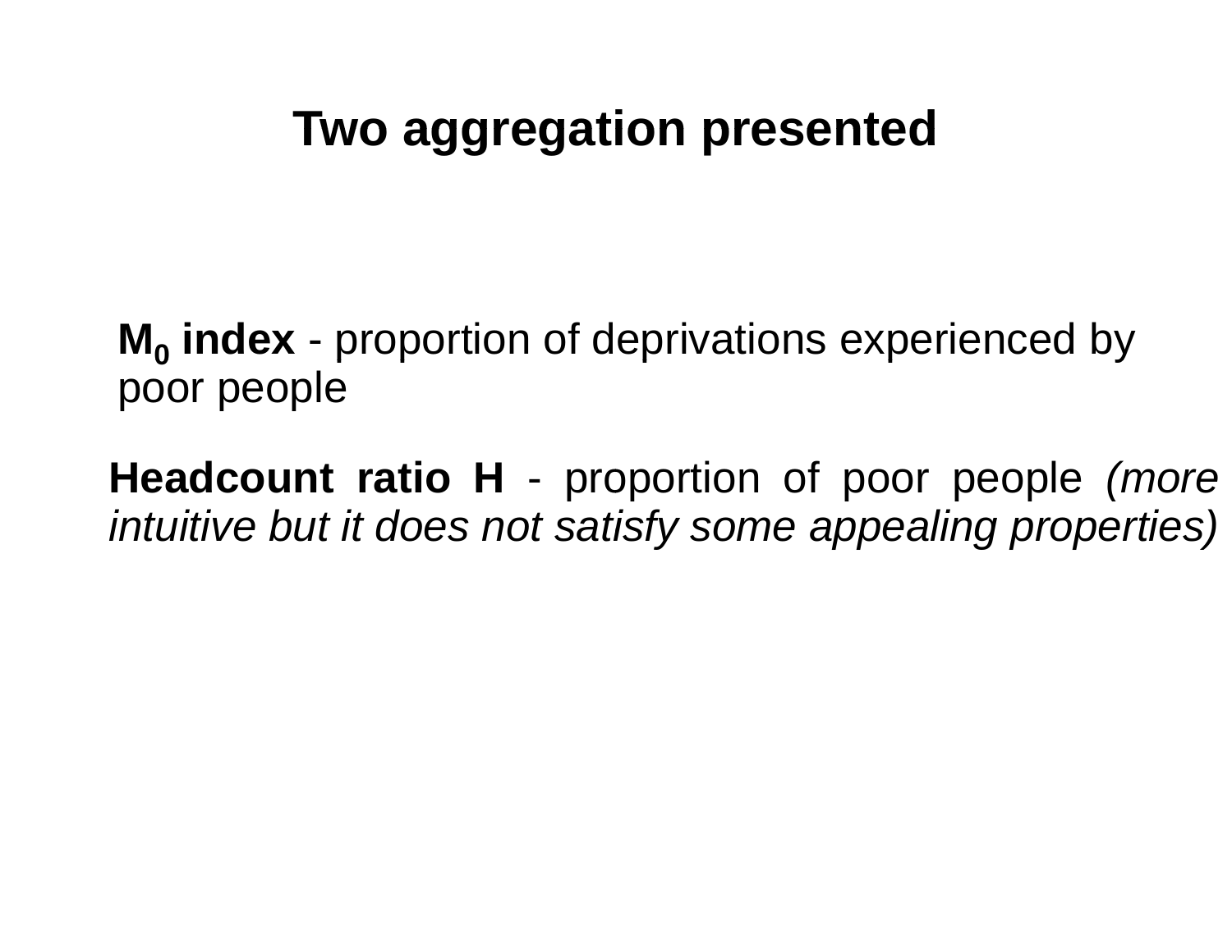# Two aggregation presented

**$M_0$ index** - proportion of deprivations experienced by poor people

**Headcount ratio H** - proportion of poor people *(more intuitive but it does not satisfy some appealing properties)*